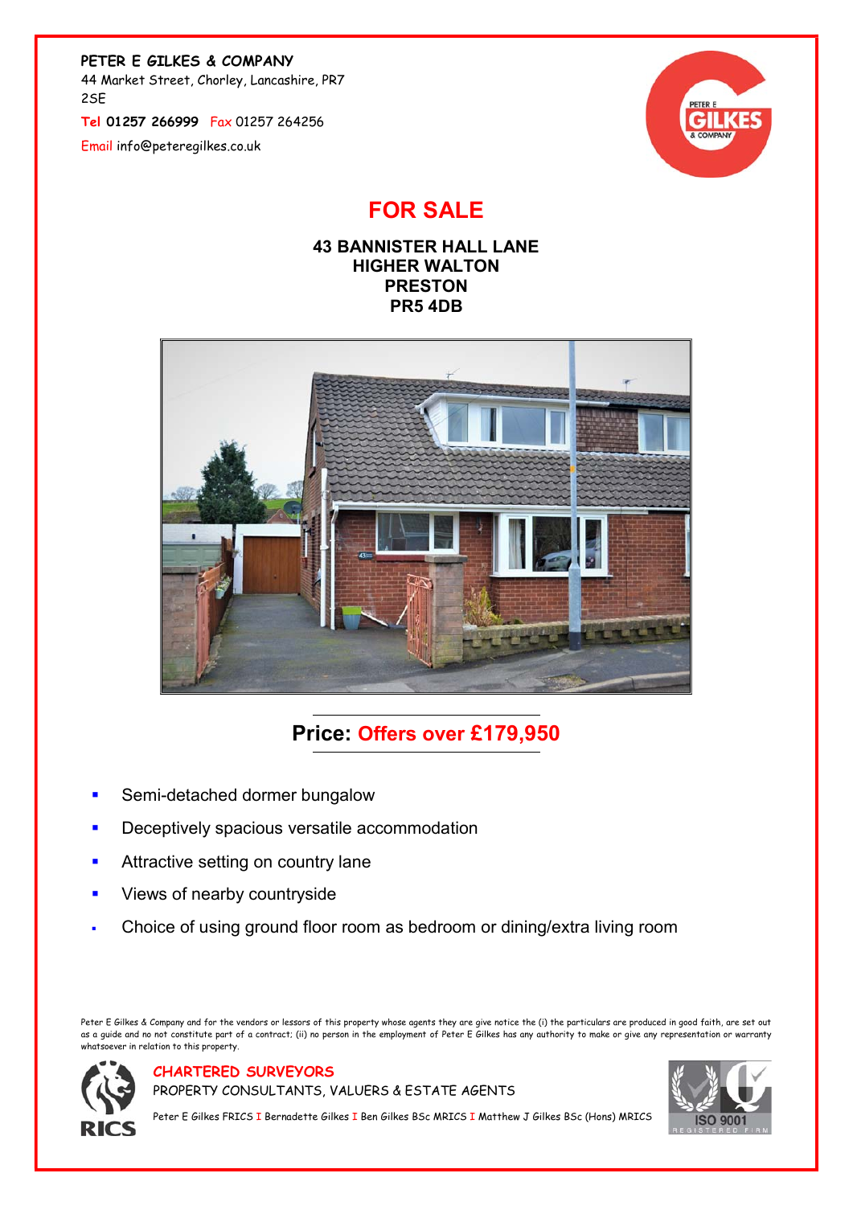**PETER E GILKES & COMPANY**
44 Market Street, Chorley, Lancashire, PR7 2SE
Tel **01257 266999** Fax 01257 264256
Email info@peteregilkes.co.uk

# FOR SALE

**43 BANNISTER HALL LANE**
**HIGHER WALTON**
**PRESTON**
**PR5 4DB**

## Price: Offers over £179,950

- Semi-detached dormer bungalow
- Deceptively spacious versatile accommodation
- Attractive setting on country lane
- Views of nearby countryside
- Choice of using ground floor room as bedroom or dining/extra living room

Peter E Gilkes & Company and for the vendors or lessors of this property whose agents they are give notice the (i) the particulars are produced in good faith, are set out as a guide and no not constitute part of a contract; (ii) no person in the employment of Peter E Gilkes has any authority to make or give any representation or warranty whatsoever in relation to this property.

**CHARTERED SURVEYORS**
PROPERTY CONSULTANTS, VALUERS & ESTATE AGENTS
Peter E Gilkes FRICS I Bernadette Gilkes I Ben Gilkes BSc MRICS I Matthew J Gilkes BSc (Hons) MRICS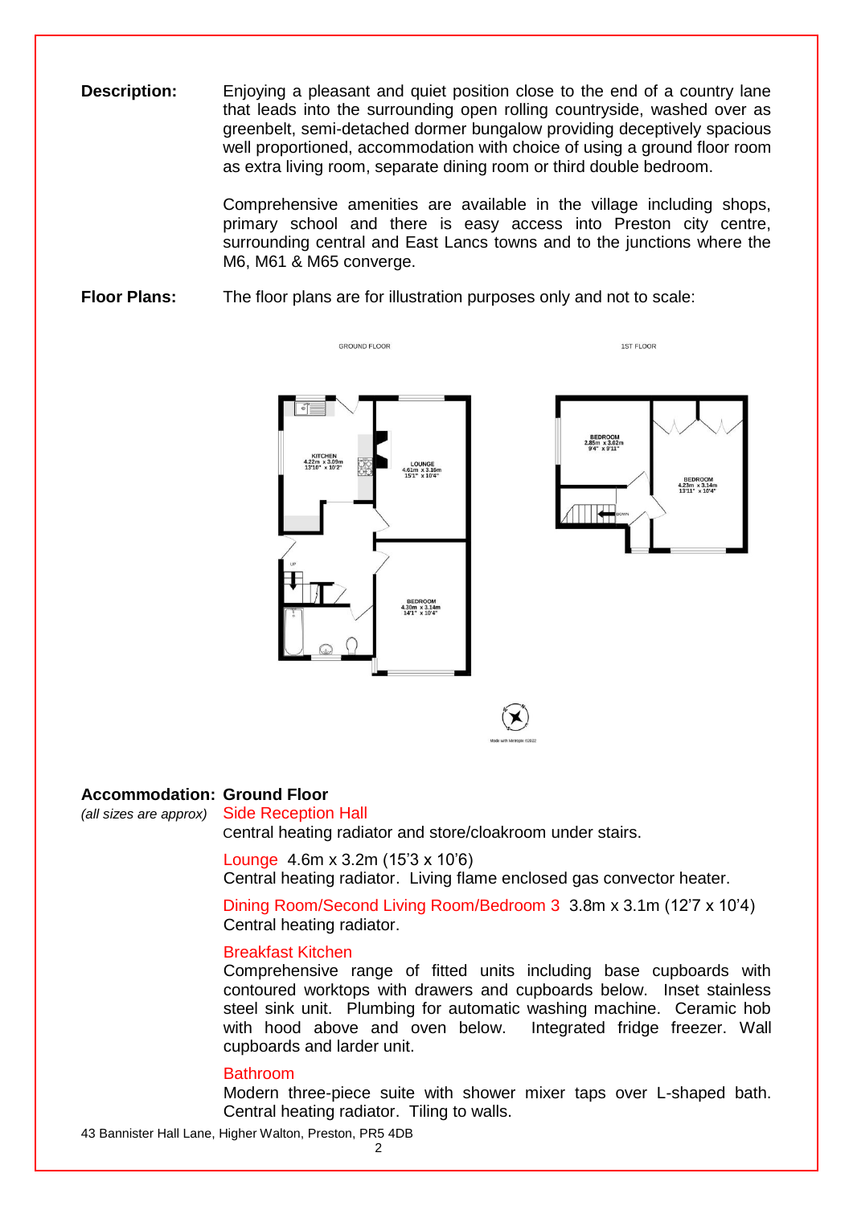**Description:** Enjoying a pleasant and quiet position close to the end of a country lane that leads into the surrounding open rolling countryside, washed over as greenbelt, semi-detached dormer bungalow providing deceptively spacious well proportioned, accommodation with choice of using a ground floor room as extra living room, separate dining room or third double bedroom.

Comprehensive amenities are available in the village including shops, primary school and there is easy access into Preston city centre, surrounding central and East Lancs towns and to the junctions where the M6, M61 & M65 converge.

**Floor Plans:** The floor plans are for illustration purposes only and not to scale:

GROUND FLOOR

KITCHEN 4.22m x 3.09m 13'10" x 10'2"

LOUNGE 4.61m x 3.16m 15'1" x 10'4"

BEDROOM 4.30m x 3.14m 14'1" x 10'4"

UP

1ST FLOOR

BEDROOM 2.85m x 3.02m 9'4" x 9'11"

BEDROOM 4.23m x 3.14m 13'11" x 10'4"

DOWN

Made with Metropix ©2022

**Accommodation:** *(all sizes are approx)*

**Ground Floor**

Side Reception Hall
Central heating radiator and store/cloakroom under stairs.

Lounge 4.6m x 3.2m (15'3 x 10'6)
Central heating radiator. Living flame enclosed gas convector heater.

Dining Room/Second Living Room/Bedroom 3 3.8m x 3.1m (12'7 x 10'4)
Central heating radiator.

Breakfast Kitchen
Comprehensive range of fitted units including base cupboards with contoured worktops with drawers and cupboards below. Inset stainless steel sink unit. Plumbing for automatic washing machine. Ceramic hob with hood above and oven below. Integrated fridge freezer. Wall cupboards and larder unit.

Bathroom
Modern three-piece suite with shower mixer taps over L-shaped bath. Central heating radiator. Tiling to walls.

43 Bannister Hall Lane, Higher Walton, Preston, PR5 4DB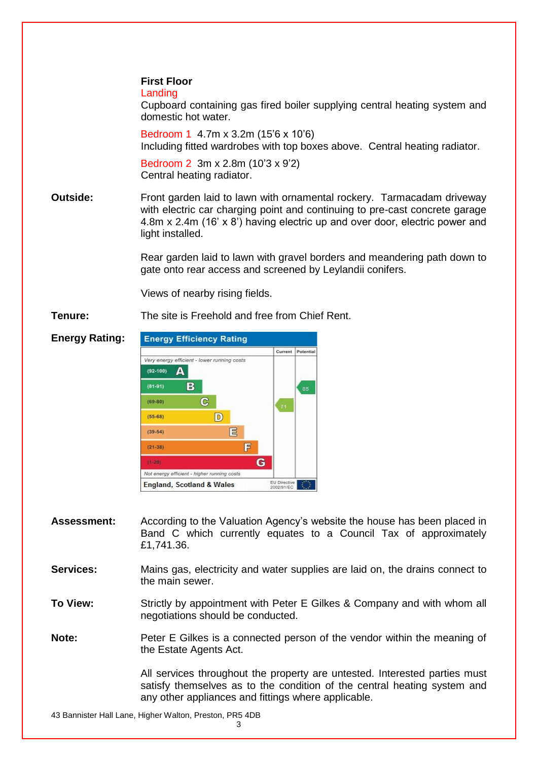**First Floor**

Landing

Cupboard containing gas fired boiler supplying central heating system and domestic hot water.

Bedroom 1 4.7m x 3.2m (15'6 x 10'6)
Including fitted wardrobes with top boxes above. Central heating radiator.

Bedroom 2 3m x 2.8m (10'3 x 9'2)
Central heating radiator.

**Outside:** Front garden laid to lawn with ornamental rockery. Tarmacadam driveway with electric car charging point and continuing to pre-cast concrete garage 4.8m x 2.4m (16' x 8') having electric up and over door, electric power and light installed.

Rear garden laid to lawn with gravel borders and meandering path down to gate onto rear access and screened by Leylandii conifers.

Views of nearby rising fields.

**Tenure:** The site is Freehold and free from Chief Rent.

**Energy Rating:**

**Energy Efficiency Rating**

| | Current | Potential |
|---|---|---|
| *Very energy efficient - lower running costs* | | |
| (92-100) A | | |
| (81-91) B | | 85 |
| (69-80) C | 71 | |
| (55-68) D | | |
| (39-54) E | | |
| (21-38) F | | |
| (1-20) G | | |
| *Not energy efficient - higher running costs* | | |
| England, Scotland & Wales | EU Directive 2002/91/EC | |

**Assessment:** According to the Valuation Agency's website the house has been placed in Band C which currently equates to a Council Tax of approximately £1,741.36.

**Services:** Mains gas, electricity and water supplies are laid on, the drains connect to the main sewer.

**To View:** Strictly by appointment with Peter E Gilkes & Company and with whom all negotiations should be conducted.

**Note:** Peter E Gilkes is a connected person of the vendor within the meaning of the Estate Agents Act.

All services throughout the property are untested. Interested parties must satisfy themselves as to the condition of the central heating system and any other appliances and fittings where applicable.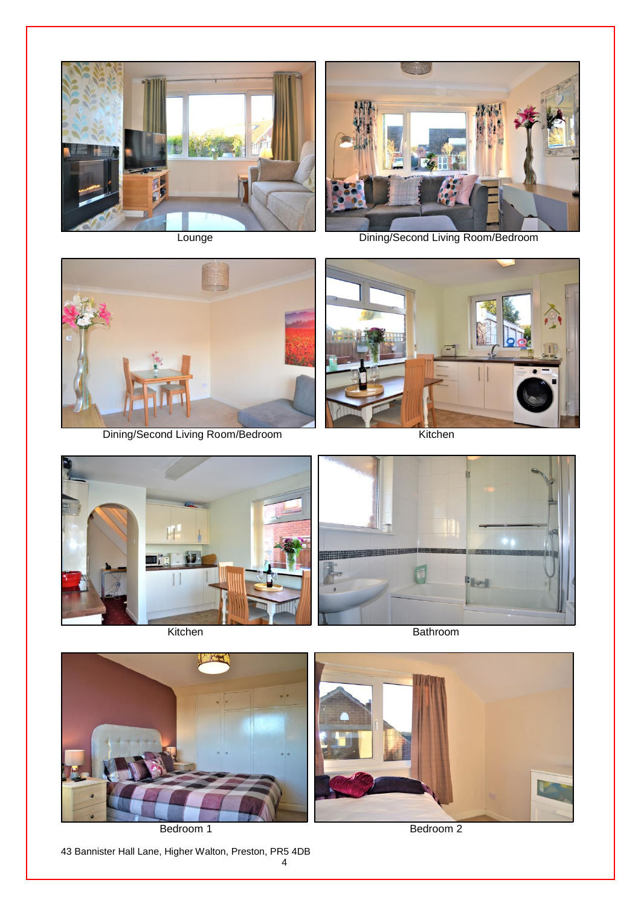Lounge

Dining/Second Living Room/Bedroom

Dining/Second Living Room/Bedroom

Kitchen

Kitchen

Bathroom

Bedroom 1

Bedroom 2

43 Bannister Hall Lane, Higher Walton, Preston, PR5 4DB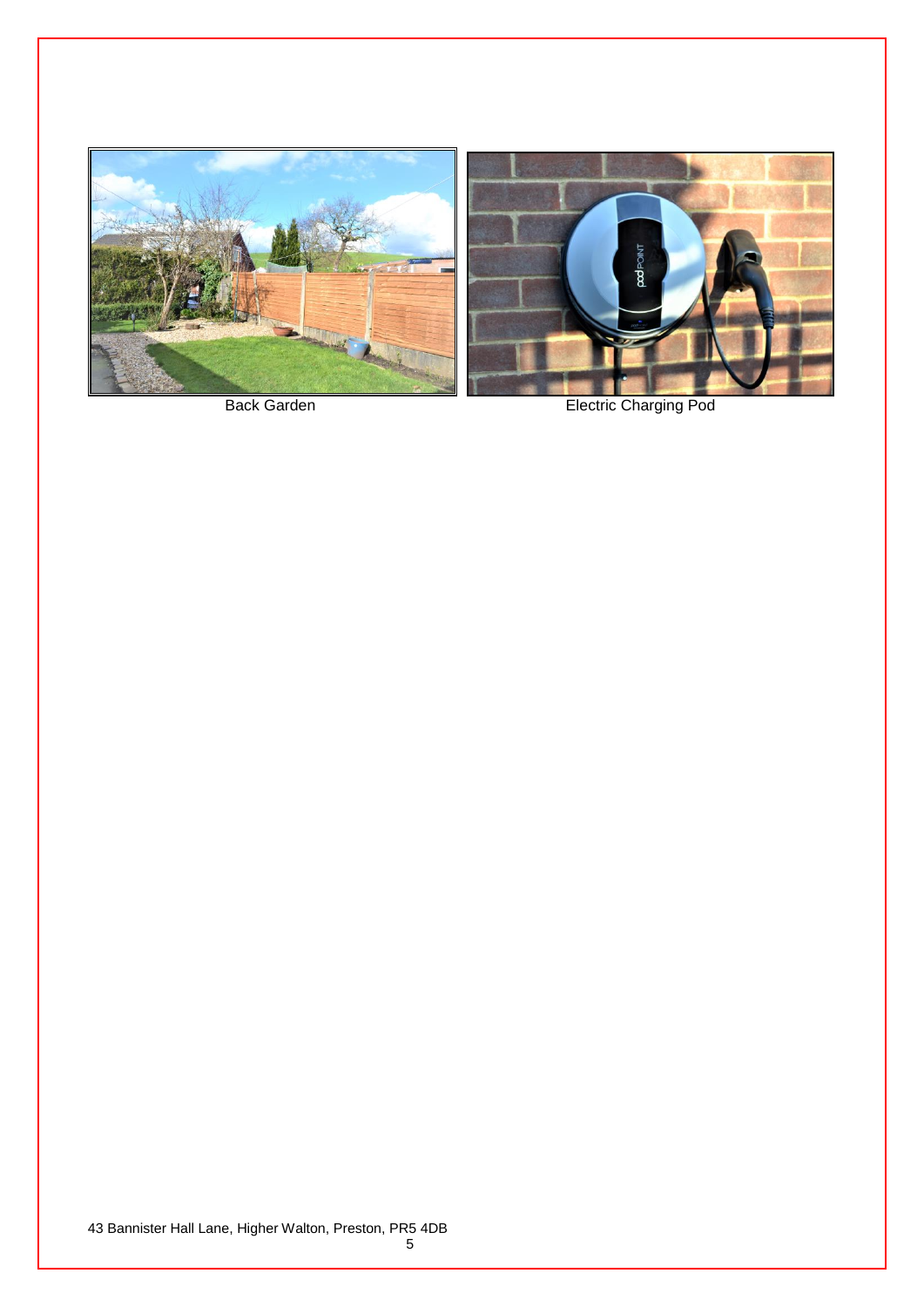Back Garden

Electric Charging Pod

43 Bannister Hall Lane, Higher Walton, Preston, PR5 4DB